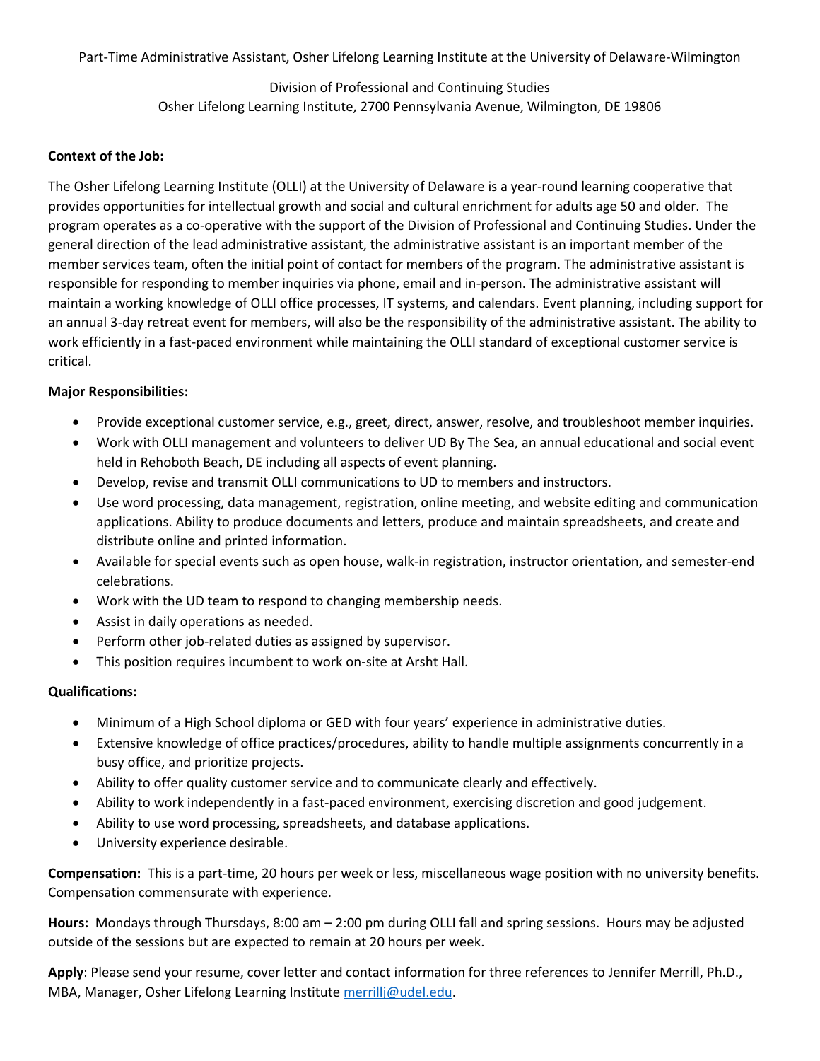Part-Time Administrative Assistant, Osher Lifelong Learning Institute at the University of Delaware-Wilmington

Division of Professional and Continuing Studies
Osher Lifelong Learning Institute, 2700 Pennsylvania Avenue, Wilmington, DE 19806

**Context of the Job:**

The Osher Lifelong Learning Institute (OLLI) at the University of Delaware is a year-round learning cooperative that provides opportunities for intellectual growth and social and cultural enrichment for adults age 50 and older. The program operates as a co-operative with the support of the Division of Professional and Continuing Studies. Under the general direction of the lead administrative assistant, the administrative assistant is an important member of the member services team, often the initial point of contact for members of the program. The administrative assistant is responsible for responding to member inquiries via phone, email and in-person. The administrative assistant will maintain a working knowledge of OLLI office processes, IT systems, and calendars. Event planning, including support for an annual 3-day retreat event for members, will also be the responsibility of the administrative assistant. The ability to work efficiently in a fast-paced environment while maintaining the OLLI standard of exceptional customer service is critical.

**Major Responsibilities:**

- Provide exceptional customer service, e.g., greet, direct, answer, resolve, and troubleshoot member inquiries.
- Work with OLLI management and volunteers to deliver UD By The Sea, an annual educational and social event held in Rehoboth Beach, DE including all aspects of event planning.
- Develop, revise and transmit OLLI communications to UD to members and instructors.
- Use word processing, data management, registration, online meeting, and website editing and communication applications. Ability to produce documents and letters, produce and maintain spreadsheets, and create and distribute online and printed information.
- Available for special events such as open house, walk-in registration, instructor orientation, and semester-end celebrations.
- Work with the UD team to respond to changing membership needs.
- Assist in daily operations as needed.
- Perform other job-related duties as assigned by supervisor.
- This position requires incumbent to work on-site at Arsht Hall.

**Qualifications:**

- Minimum of a High School diploma or GED with four years' experience in administrative duties.
- Extensive knowledge of office practices/procedures, ability to handle multiple assignments concurrently in a busy office, and prioritize projects.
- Ability to offer quality customer service and to communicate clearly and effectively.
- Ability to work independently in a fast-paced environment, exercising discretion and good judgement.
- Ability to use word processing, spreadsheets, and database applications.
- University experience desirable.

**Compensation:** This is a part-time, 20 hours per week or less, miscellaneous wage position with no university benefits. Compensation commensurate with experience.

**Hours:** Mondays through Thursdays, 8:00 am – 2:00 pm during OLLI fall and spring sessions. Hours may be adjusted outside of the sessions but are expected to remain at 20 hours per week.

**Apply**: Please send your resume, cover letter and contact information for three references to Jennifer Merrill, Ph.D., MBA, Manager, Osher Lifelong Learning Institute merrillj@udel.edu.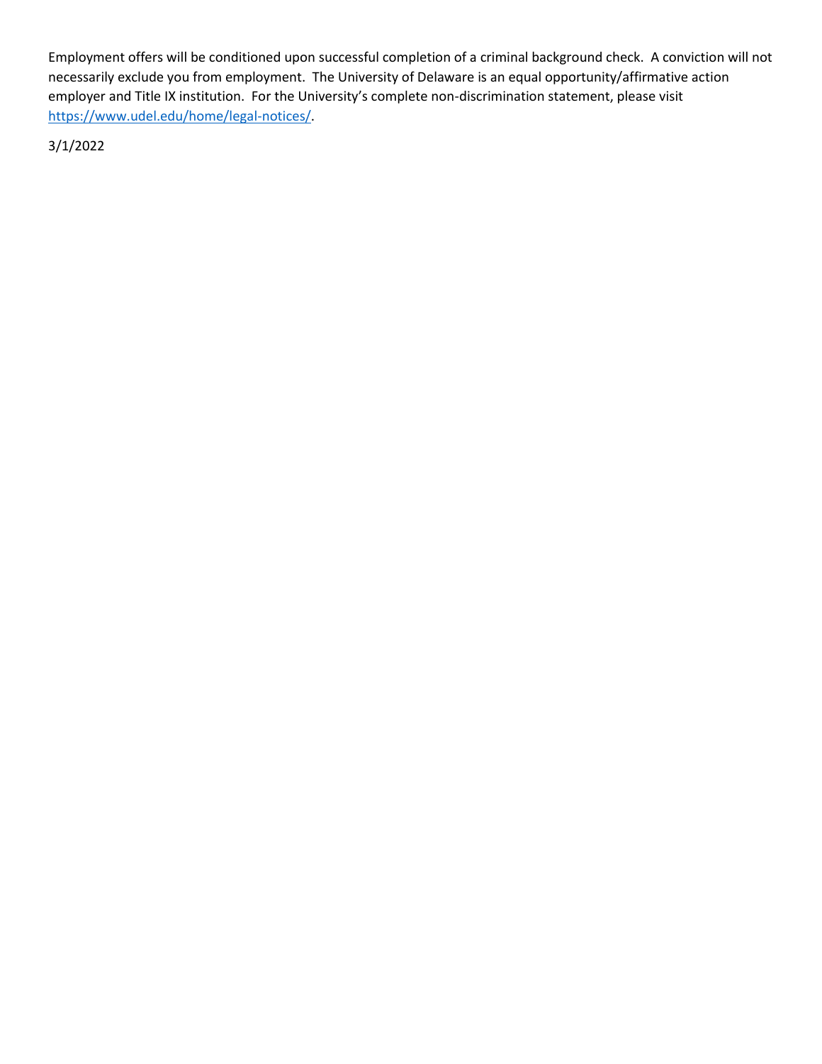Employment offers will be conditioned upon successful completion of a criminal background check. A conviction will not necessarily exclude you from employment. The University of Delaware is an equal opportunity/affirmative action employer and Title IX institution. For the University's complete non-discrimination statement, please visit [https://www.udel.edu/home/legal-notices/](https://www.udel.edu/home/legal-notices/).

3/1/2022